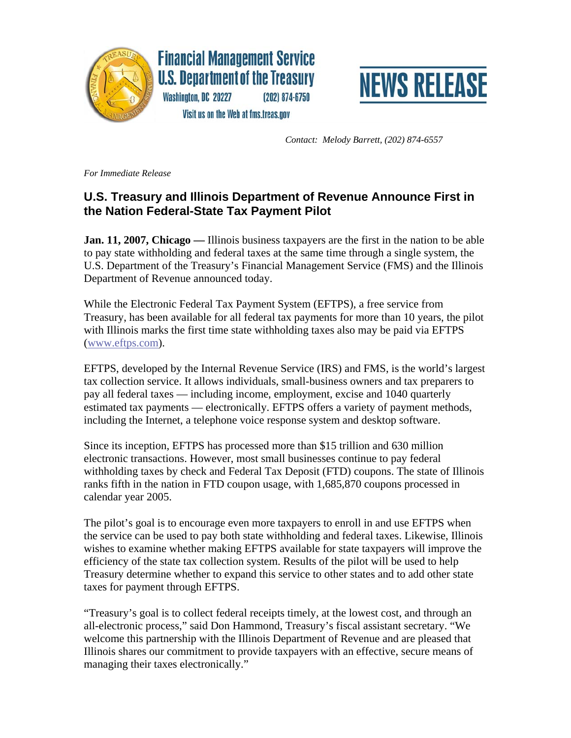**Financial Management Service**
**U.S. Department of the Treasury**
Washington, DC 20227 (202) 874-6750
Visit us on the Web at fms.treas.gov

**NEWS RELEASE**

*Contact: Melody Barrett, (202) 874-6557*

*For Immediate Release*

## U.S. Treasury and Illinois Department of Revenue Announce First in the Nation Federal-State Tax Payment Pilot

**Jan. 11, 2007, Chicago —** Illinois business taxpayers are the first in the nation to be able to pay state withholding and federal taxes at the same time through a single system, the U.S. Department of the Treasury's Financial Management Service (FMS) and the Illinois Department of Revenue announced today.

While the Electronic Federal Tax Payment System (EFTPS), a free service from Treasury, has been available for all federal tax payments for more than 10 years, the pilot with Illinois marks the first time state withholding taxes also may be paid via EFTPS (www.eftps.com).

EFTPS, developed by the Internal Revenue Service (IRS) and FMS, is the world's largest tax collection service. It allows individuals, small-business owners and tax preparers to pay all federal taxes — including income, employment, excise and 1040 quarterly estimated tax payments — electronically. EFTPS offers a variety of payment methods, including the Internet, a telephone voice response system and desktop software.

Since its inception, EFTPS has processed more than $15 trillion and 630 million electronic transactions. However, most small businesses continue to pay federal withholding taxes by check and Federal Tax Deposit (FTD) coupons. The state of Illinois ranks fifth in the nation in FTD coupon usage, with 1,685,870 coupons processed in calendar year 2005.

The pilot's goal is to encourage even more taxpayers to enroll in and use EFTPS when the service can be used to pay both state withholding and federal taxes. Likewise, Illinois wishes to examine whether making EFTPS available for state taxpayers will improve the efficiency of the state tax collection system. Results of the pilot will be used to help Treasury determine whether to expand this service to other states and to add other state taxes for payment through EFTPS.

"Treasury's goal is to collect federal receipts timely, at the lowest cost, and through an all-electronic process," said Don Hammond, Treasury's fiscal assistant secretary. "We welcome this partnership with the Illinois Department of Revenue and are pleased that Illinois shares our commitment to provide taxpayers with an effective, secure means of managing their taxes electronically."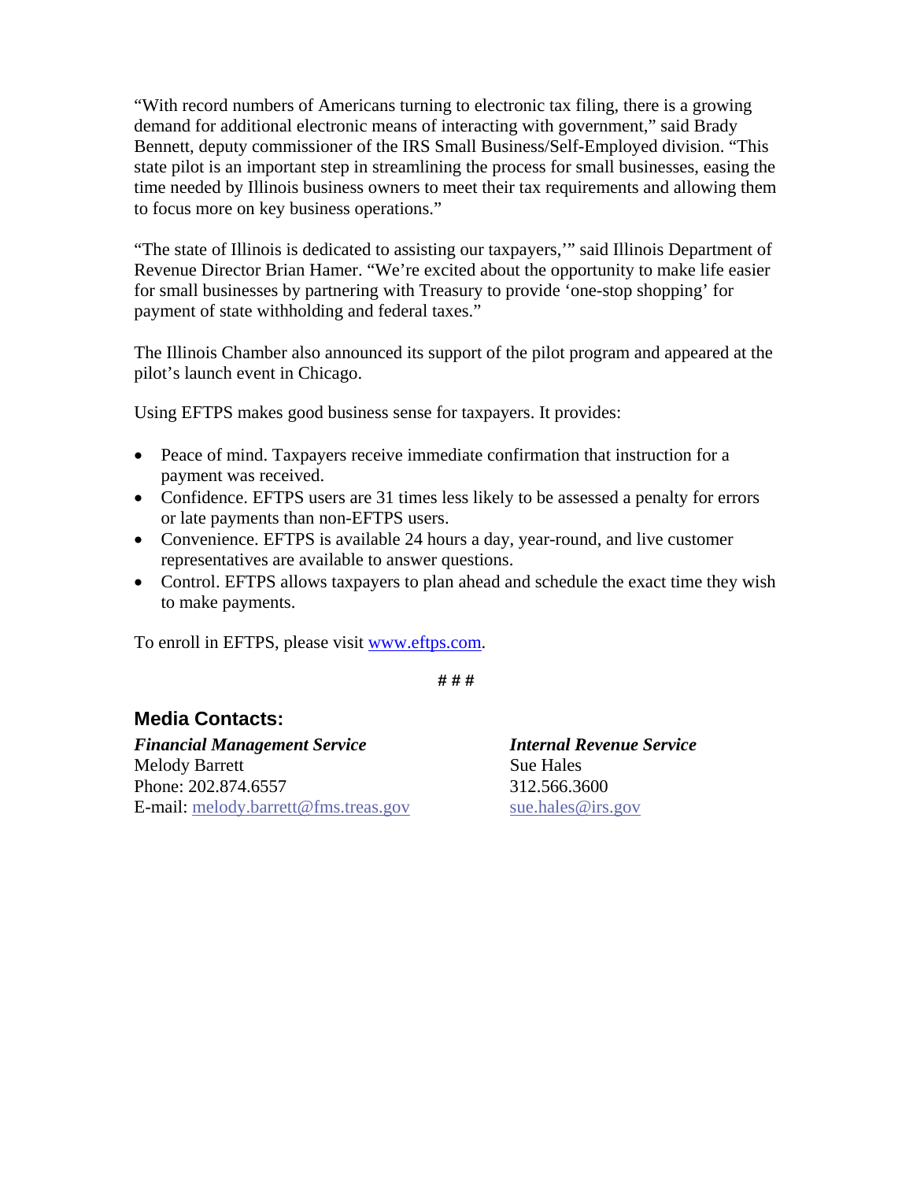"With record numbers of Americans turning to electronic tax filing, there is a growing demand for additional electronic means of interacting with government," said Brady Bennett, deputy commissioner of the IRS Small Business/Self-Employed division. "This state pilot is an important step in streamlining the process for small businesses, easing the time needed by Illinois business owners to meet their tax requirements and allowing them to focus more on key business operations."

"The state of Illinois is dedicated to assisting our taxpayers,'" said Illinois Department of Revenue Director Brian Hamer. "We're excited about the opportunity to make life easier for small businesses by partnering with Treasury to provide 'one-stop shopping' for payment of state withholding and federal taxes."

The Illinois Chamber also announced its support of the pilot program and appeared at the pilot's launch event in Chicago.

Using EFTPS makes good business sense for taxpayers. It provides:

- Peace of mind. Taxpayers receive immediate confirmation that instruction for a payment was received.
- Confidence. EFTPS users are 31 times less likely to be assessed a penalty for errors or late payments than non-EFTPS users.
- Convenience. EFTPS is available 24 hours a day, year-round, and live customer representatives are available to answer questions.
- Control. EFTPS allows taxpayers to plan ahead and schedule the exact time they wish to make payments.

To enroll in EFTPS, please visit www.eftps.com.

# # #

## Media Contacts:

***Financial Management Service***
Melody Barrett
Phone: 202.874.6557
E-mail: melody.barrett@fms.treas.gov

***Internal Revenue Service***
Sue Hales
312.566.3600
sue.hales@irs.gov